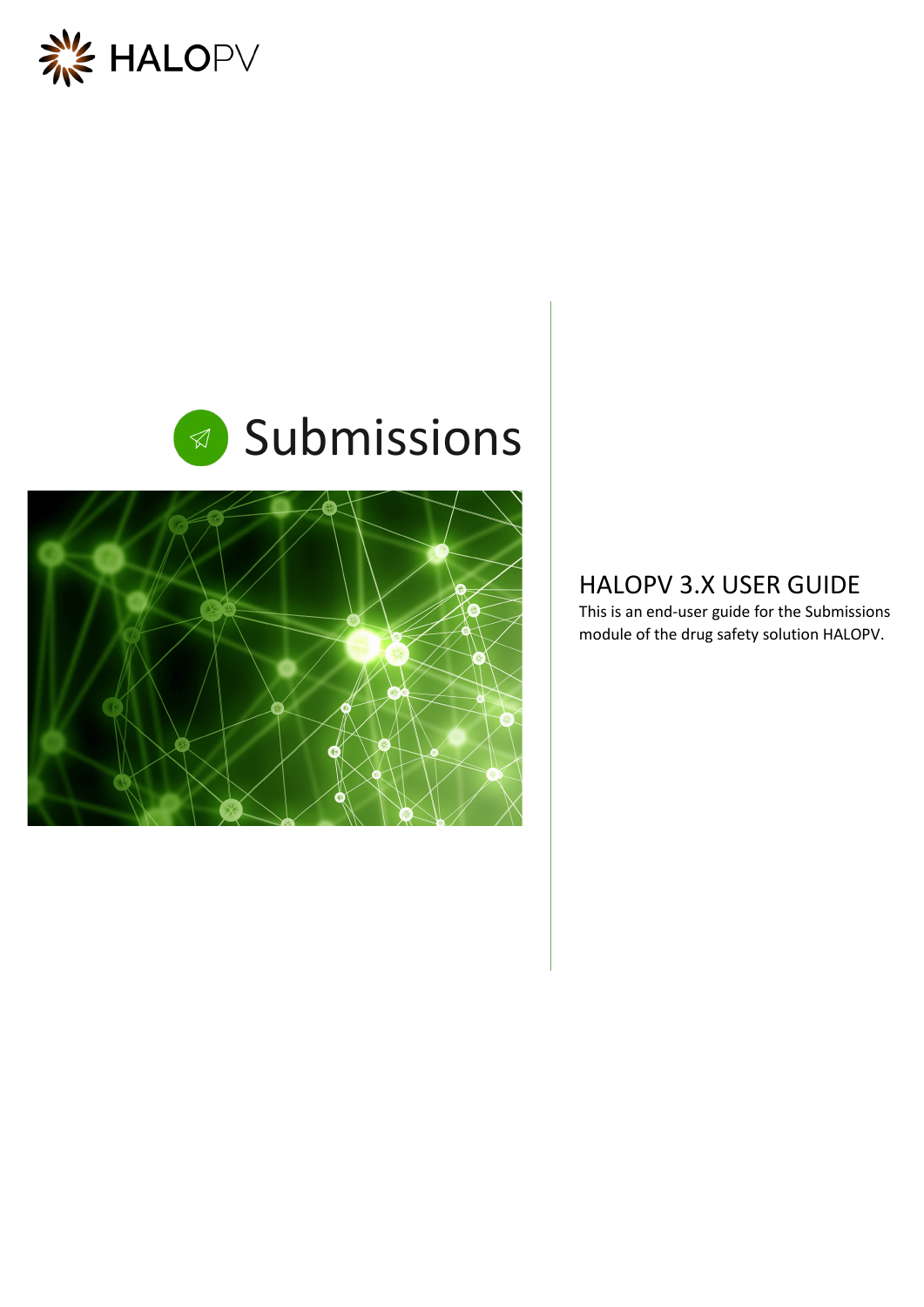HALOPV

# Submissions

## HALOPV 3.X USER GUIDE

This is an end-user guide for the Submissions module of the drug safety solution HALOPV.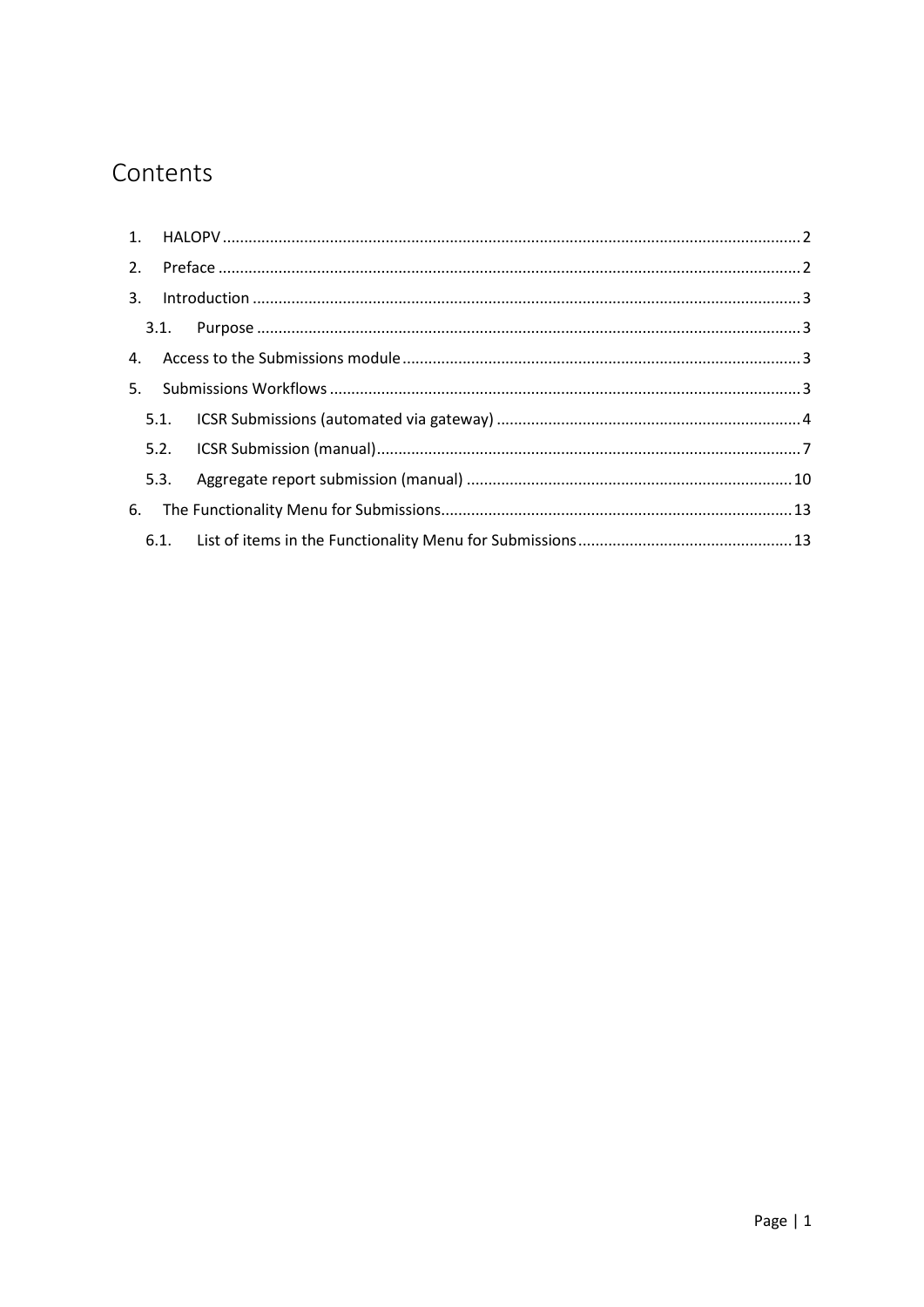# Contents

1. HALOPV ..... 2
2. Preface ..... 2
3. Introduction ..... 3
   - 3.1. Purpose ..... 3
4. Access to the Submissions module ..... 3
5. Submissions Workflows ..... 3
   - 5.1. ICSR Submissions (automated via gateway) ..... 4
   - 5.2. ICSR Submission (manual) ..... 7
   - 5.3. Aggregate report submission (manual) ..... 10
6. The Functionality Menu for Submissions ..... 13
   - 6.1. List of items in the Functionality Menu for Submissions ..... 13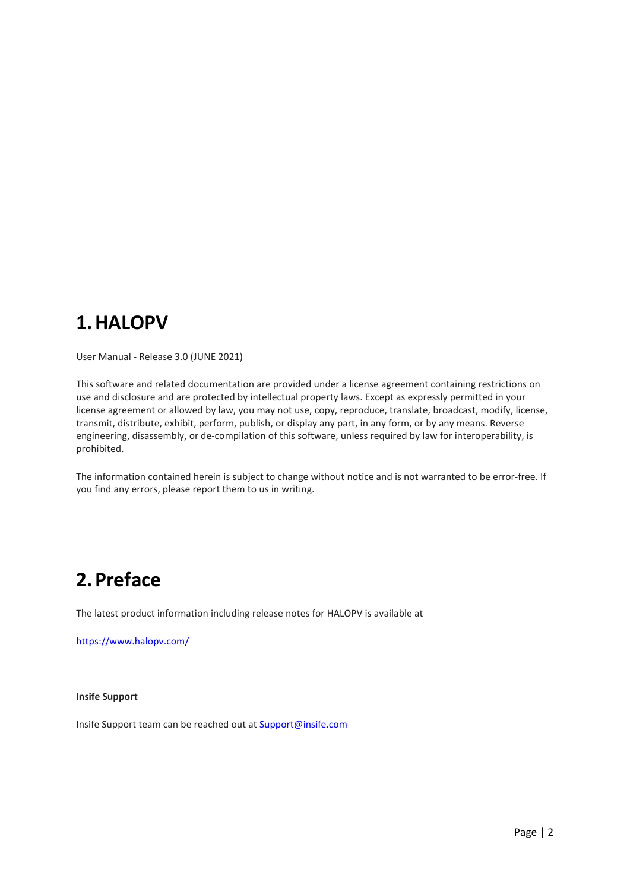# 1. HALOPV

User Manual - Release 3.0 (JUNE 2021)

This software and related documentation are provided under a license agreement containing restrictions on use and disclosure and are protected by intellectual property laws. Except as expressly permitted in your license agreement or allowed by law, you may not use, copy, reproduce, translate, broadcast, modify, license, transmit, distribute, exhibit, perform, publish, or display any part, in any form, or by any means. Reverse engineering, disassembly, or de-compilation of this software, unless required by law for interoperability, is prohibited.

The information contained herein is subject to change without notice and is not warranted to be error-free. If you find any errors, please report them to us in writing.

# 2. Preface

The latest product information including release notes for HALOPV is available at

[https://www.halopv.com/](https://www.halopv.com/)

**Insife Support**

Insife Support team can be reached out at [Support@insife.com](mailto:Support@insife.com)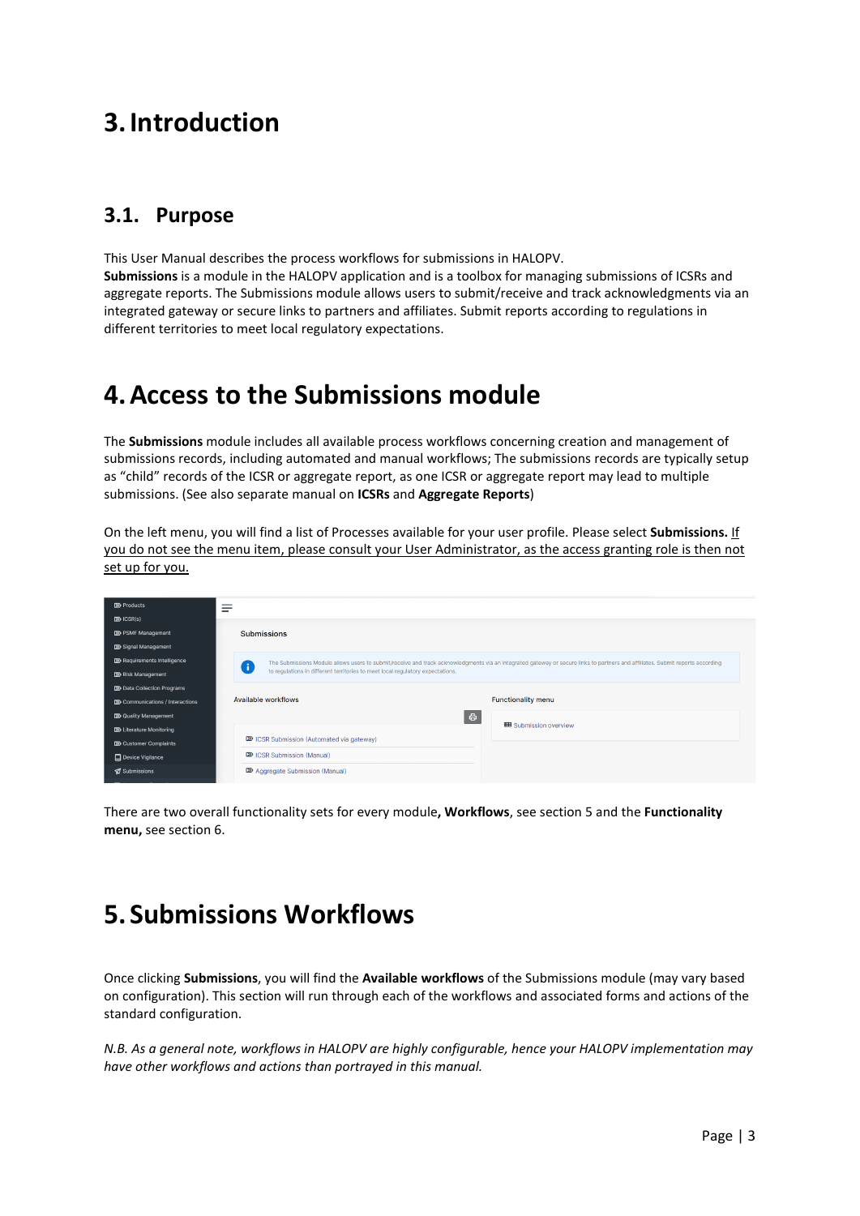# 3. Introduction

## 3.1. Purpose

This User Manual describes the process workflows for submissions in HALOPV.
**Submissions** is a module in the HALOPV application and is a toolbox for managing submissions of ICSRs and aggregate reports. The Submissions module allows users to submit/receive and track acknowledgments via an integrated gateway or secure links to partners and affiliates. Submit reports according to regulations in different territories to meet local regulatory expectations.

# 4. Access to the Submissions module

The **Submissions** module includes all available process workflows concerning creation and management of submissions records, including automated and manual workflows; The submissions records are typically setup as "child" records of the ICSR or aggregate report, as one ICSR or aggregate report may lead to multiple submissions. (See also separate manual on **ICSRs** and **Aggregate Reports**)

On the left menu, you will find a list of Processes available for your user profile. Please select **Submissions.** If you do not see the menu item, please consult your User Administrator, as the access granting role is then not set up for you.

There are two overall functionality sets for every module**, Workflows**, see section 5 and the **Functionality menu,** see section 6.

# 5. Submissions Workflows

Once clicking **Submissions**, you will find the **Available workflows** of the Submissions module (may vary based on configuration). This section will run through each of the workflows and associated forms and actions of the standard configuration.

*N.B. As a general note, workflows in HALOPV are highly configurable, hence your HALOPV implementation may have other workflows and actions than portrayed in this manual.*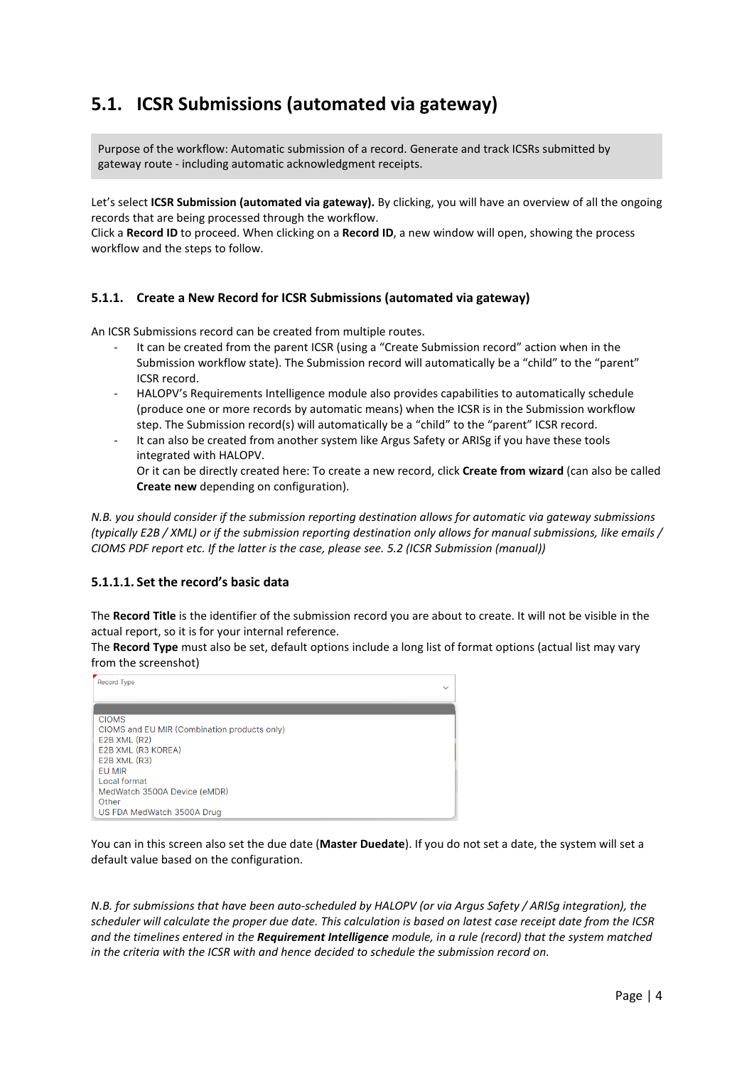## 5.1. ICSR Submissions (automated via gateway)

Purpose of the workflow: Automatic submission of a record. Generate and track ICSRs submitted by gateway route - including automatic acknowledgment receipts.

Let's select **ICSR Submission (automated via gateway).** By clicking, you will have an overview of all the ongoing records that are being processed through the workflow.
Click a **Record ID** to proceed. When clicking on a **Record ID**, a new window will open, showing the process workflow and the steps to follow.

### 5.1.1. Create a New Record for ICSR Submissions (automated via gateway)

An ICSR Submissions record can be created from multiple routes.

- It can be created from the parent ICSR (using a "Create Submission record" action when in the Submission workflow state). The Submission record will automatically be a "child" to the "parent" ICSR record.
- HALOPV's Requirements Intelligence module also provides capabilities to automatically schedule (produce one or more records by automatic means) when the ICSR is in the Submission workflow step. The Submission record(s) will automatically be a "child" to the "parent" ICSR record.
- It can also be created from another system like Argus Safety or ARISg if you have these tools integrated with HALOPV.
  Or it can be directly created here: To create a new record, click **Create from wizard** (can also be called **Create new** depending on configuration).

*N.B. you should consider if the submission reporting destination allows for automatic via gateway submissions (typically E2B / XML) or if the submission reporting destination only allows for manual submissions, like emails / CIOMS PDF report etc. If the latter is the case, please see. 5.2 (ICSR Submission (manual))*

#### 5.1.1.1. Set the record's basic data

The **Record Title** is the identifier of the submission record you are about to create. It will not be visible in the actual report, so it is for your internal reference.
The **Record Type** must also be set, default options include a long list of format options (actual list may vary from the screenshot)

Record Type

- CIOMS
- CIOMS and EU MIR (Combination products only)
- E2B XML (R2)
- E2B XML (R3 KOREA)
- E2B XML (R3)
- EU MIR
- Local format
- MedWatch 3500A Device (eMDR)
- Other
- US FDA MedWatch 3500A Drug

You can in this screen also set the due date (**Master Duedate**). If you do not set a date, the system will set a default value based on the configuration.

*N.B. for submissions that have been auto-scheduled by HALOPV (or via Argus Safety / ARISg integration), the scheduler will calculate the proper due date. This calculation is based on latest case receipt date from the ICSR and the timelines entered in the* ***Requirement Intelligence*** *module, in a rule (record) that the system matched in the criteria with the ICSR with and hence decided to schedule the submission record on.*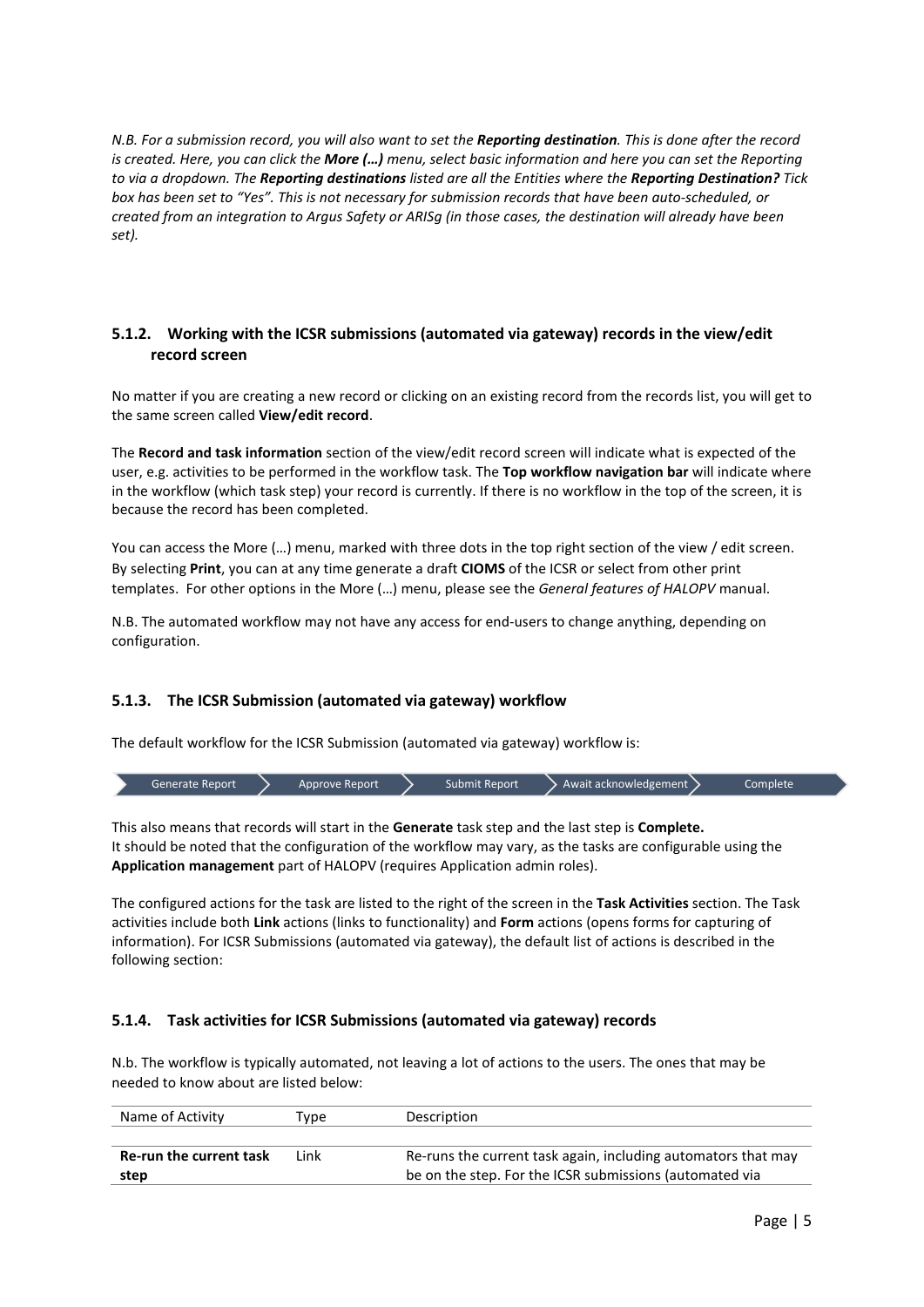*N.B. For a submission record, you will also want to set the **Reporting destination**. This is done after the record is created. Here, you can click the **More (…)** menu, select basic information and here you can set the Reporting to via a dropdown. The **Reporting destinations** listed are all the Entities where the **Reporting Destination?** Tick box has been set to "Yes". This is not necessary for submission records that have been auto-scheduled, or created from an integration to Argus Safety or ARISg (in those cases, the destination will already have been set).*

### 5.1.2. Working with the ICSR submissions (automated via gateway) records in the view/edit record screen

No matter if you are creating a new record or clicking on an existing record from the records list, you will get to the same screen called **View/edit record**.

The **Record and task information** section of the view/edit record screen will indicate what is expected of the user, e.g. activities to be performed in the workflow task. The **Top workflow navigation bar** will indicate where in the workflow (which task step) your record is currently. If there is no workflow in the top of the screen, it is because the record has been completed.

You can access the More (…) menu, marked with three dots in the top right section of the view / edit screen. By selecting **Print**, you can at any time generate a draft **CIOMS** of the ICSR or select from other print templates. For other options in the More (…) menu, please see the *General features of HALOPV* manual.

N.B. The automated workflow may not have any access for end-users to change anything, depending on configuration.

### 5.1.3. The ICSR Submission (automated via gateway) workflow

The default workflow for the ICSR Submission (automated via gateway) workflow is:

Generate Report > Approve Report > Submit Report > Await acknowledgement > Complete

This also means that records will start in the **Generate** task step and the last step is **Complete.**
It should be noted that the configuration of the workflow may vary, as the tasks are configurable using the **Application management** part of HALOPV (requires Application admin roles).

The configured actions for the task are listed to the right of the screen in the **Task Activities** section. The Task activities include both **Link** actions (links to functionality) and **Form** actions (opens forms for capturing of information). For ICSR Submissions (automated via gateway), the default list of actions is described in the following section:

### 5.1.4. Task activities for ICSR Submissions (automated via gateway) records

N.b. The workflow is typically automated, not leaving a lot of actions to the users. The ones that may be needed to know about are listed below:

| Name of Activity | Type | Description |
|---|---|---|
| **Re-run the current task step** | Link | Re-runs the current task again, including automators that may be on the step. For the ICSR submissions (automated via |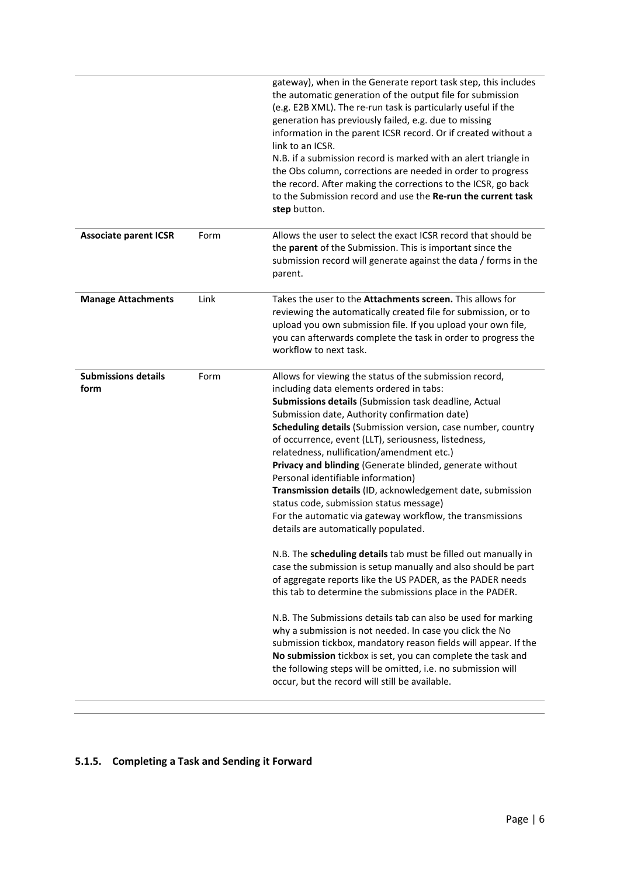| | | |
|---|---|---|
| | | gateway), when in the Generate report task step, this includes the automatic generation of the output file for submission (e.g. E2B XML). The re-run task is particularly useful if the generation has previously failed, e.g. due to missing information in the parent ICSR record. Or if created without a link to an ICSR.<br>N.B. if a submission record is marked with an alert triangle in the Obs column, corrections are needed in order to progress the record. After making the corrections to the ICSR, go back to the Submission record and use the **Re-run the current task step** button. |
| **Associate parent ICSR** | Form | Allows the user to select the exact ICSR record that should be the **parent** of the Submission. This is important since the submission record will generate against the data / forms in the parent. |
| **Manage Attachments** | Link | Takes the user to the **Attachments screen.** This allows for reviewing the automatically created file for submission, or to upload you own submission file. If you upload your own file, you can afterwards complete the task in order to progress the workflow to next task. |
| **Submissions details form** | Form | Allows for viewing the status of the submission record, including data elements ordered in tabs:<br>**Submissions details** (Submission task deadline, Actual Submission date, Authority confirmation date)<br>**Scheduling details** (Submission version, case number, country of occurrence, event (LLT), seriousness, listedness, relatedness, nullification/amendment etc.)<br>**Privacy and blinding** (Generate blinded, generate without Personal identifiable information)<br>**Transmission details** (ID, acknowledgement date, submission status code, submission status message)<br>For the automatic via gateway workflow, the transmissions details are automatically populated.<br><br>N.B. The **scheduling details** tab must be filled out manually in case the submission is setup manually and also should be part of aggregate reports like the US PADER, as the PADER needs this tab to determine the submissions place in the PADER.<br><br>N.B. The Submissions details tab can also be used for marking why a submission is not needed. In case you click the No submission tickbox, mandatory reason fields will appear. If the **No submission** tickbox is set, you can complete the task and the following steps will be omitted, i.e. no submission will occur, but the record will still be available. |

### 5.1.5. Completing a Task and Sending it Forward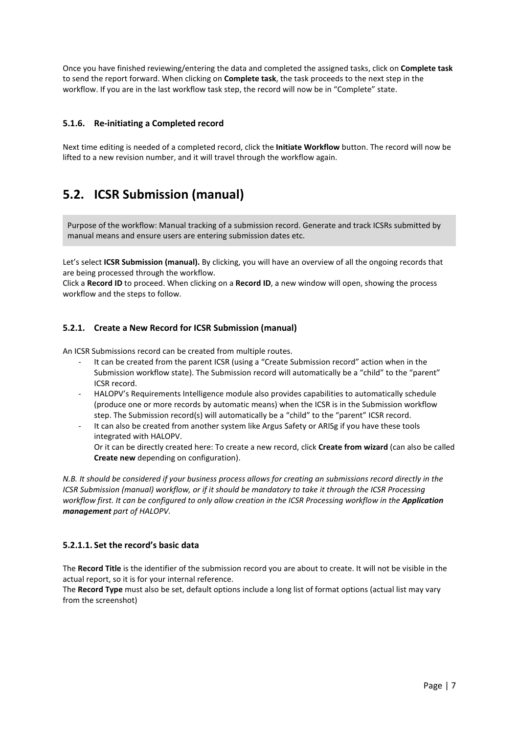Once you have finished reviewing/entering the data and completed the assigned tasks, click on **Complete task** to send the report forward. When clicking on **Complete task**, the task proceeds to the next step in the workflow. If you are in the last workflow task step, the record will now be in "Complete" state.

### 5.1.6. Re-initiating a Completed record

Next time editing is needed of a completed record, click the **Initiate Workflow** button. The record will now be lifted to a new revision number, and it will travel through the workflow again.

## 5.2. ICSR Submission (manual)

Purpose of the workflow: Manual tracking of a submission record. Generate and track ICSRs submitted by manual means and ensure users are entering submission dates etc.

Let's select **ICSR Submission (manual).** By clicking, you will have an overview of all the ongoing records that are being processed through the workflow.
Click a **Record ID** to proceed. When clicking on a **Record ID**, a new window will open, showing the process workflow and the steps to follow.

### 5.2.1. Create a New Record for ICSR Submission (manual)

An ICSR Submissions record can be created from multiple routes.

- It can be created from the parent ICSR (using a "Create Submission record" action when in the Submission workflow state). The Submission record will automatically be a "child" to the "parent" ICSR record.
- HALOPV's Requirements Intelligence module also provides capabilities to automatically schedule (produce one or more records by automatic means) when the ICSR is in the Submission workflow step. The Submission record(s) will automatically be a "child" to the "parent" ICSR record.
- It can also be created from another system like Argus Safety or ARISg if you have these tools integrated with HALOPV.
  Or it can be directly created here: To create a new record, click **Create from wizard** (can also be called **Create new** depending on configuration).

*N.B. It should be considered if your business process allows for creating an submissions record directly in the ICSR Submission (manual) workflow, or if it should be mandatory to take it through the ICSR Processing workflow first. It can be configured to only allow creation in the ICSR Processing workflow in the **Application management** part of HALOPV.*

#### 5.2.1.1. Set the record's basic data

The **Record Title** is the identifier of the submission record you are about to create. It will not be visible in the actual report, so it is for your internal reference.
The **Record Type** must also be set, default options include a long list of format options (actual list may vary from the screenshot)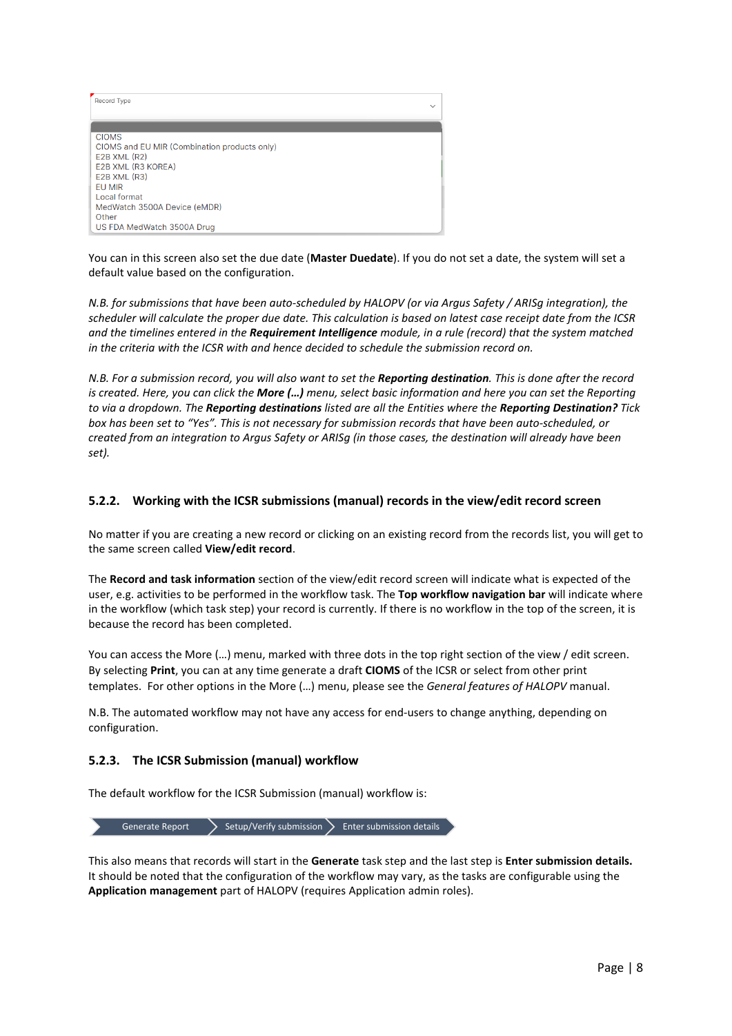Record Type

CIOMS
CIOMS and EU MIR (Combination products only)
E2B XML (R2)
E2B XML (R3 KOREA)
E2B XML (R3)
EU MIR
Local format
MedWatch 3500A Device (eMDR)
Other
US FDA MedWatch 3500A Drug

You can in this screen also set the due date (**Master Duedate**). If you do not set a date, the system will set a default value based on the configuration.

*N.B. for submissions that have been auto-scheduled by HALOPV (or via Argus Safety / ARISg integration), the scheduler will calculate the proper due date. This calculation is based on latest case receipt date from the ICSR and the timelines entered in the* ***Requirement Intelligence*** *module, in a rule (record) that the system matched in the criteria with the ICSR with and hence decided to schedule the submission record on.*

*N.B. For a submission record, you will also want to set the* ***Reporting destination****. This is done after the record is created. Here, you can click the* ***More (…)*** *menu, select basic information and here you can set the Reporting to via a dropdown. The* ***Reporting destinations*** *listed are all the Entities where the* ***Reporting Destination?*** *Tick box has been set to "Yes". This is not necessary for submission records that have been auto-scheduled, or created from an integration to Argus Safety or ARISg (in those cases, the destination will already have been set).*

### 5.2.2. Working with the ICSR submissions (manual) records in the view/edit record screen

No matter if you are creating a new record or clicking on an existing record from the records list, you will get to the same screen called **View/edit record**.

The **Record and task information** section of the view/edit record screen will indicate what is expected of the user, e.g. activities to be performed in the workflow task. The **Top workflow navigation bar** will indicate where in the workflow (which task step) your record is currently. If there is no workflow in the top of the screen, it is because the record has been completed.

You can access the More (…) menu, marked with three dots in the top right section of the view / edit screen. By selecting **Print**, you can at any time generate a draft **CIOMS** of the ICSR or select from other print templates. For other options in the More (…) menu, please see the *General features of HALOPV* manual.

N.B. The automated workflow may not have any access for end-users to change anything, depending on configuration.

### 5.2.3. The ICSR Submission (manual) workflow

The default workflow for the ICSR Submission (manual) workflow is:

Generate Report → Setup/Verify submission → Enter submission details

This also means that records will start in the **Generate** task step and the last step is **Enter submission details.** It should be noted that the configuration of the workflow may vary, as the tasks are configurable using the **Application management** part of HALOPV (requires Application admin roles).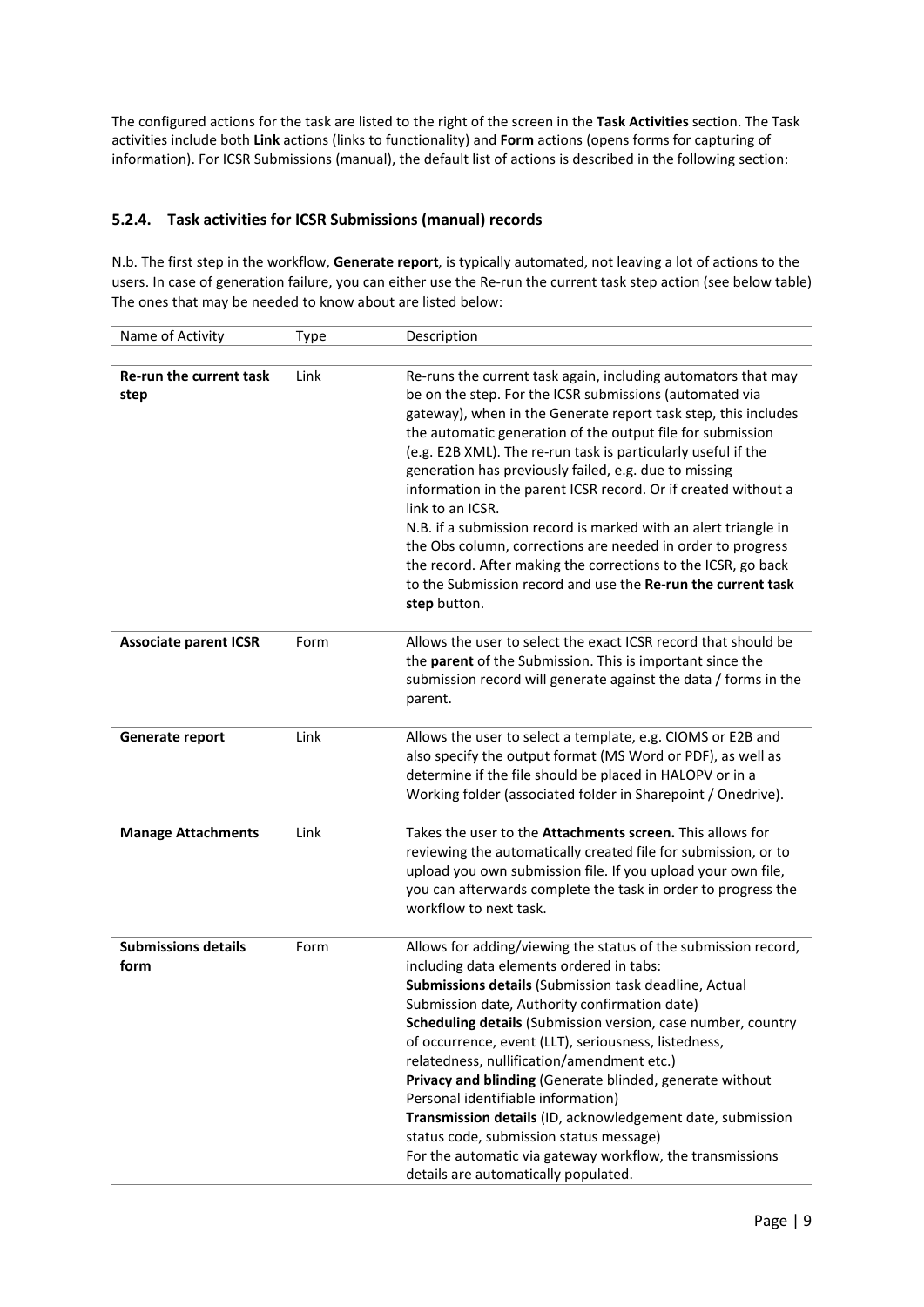The configured actions for the task are listed to the right of the screen in the **Task Activities** section. The Task activities include both **Link** actions (links to functionality) and **Form** actions (opens forms for capturing of information). For ICSR Submissions (manual), the default list of actions is described in the following section:

### 5.2.4. Task activities for ICSR Submissions (manual) records

N.b. The first step in the workflow, **Generate report**, is typically automated, not leaving a lot of actions to the users. In case of generation failure, you can either use the Re-run the current task step action (see below table) The ones that may be needed to know about are listed below:

| Name of Activity | Type | Description |
|---|---|---|
| **Re-run the current task step** | Link | Re-runs the current task again, including automators that may be on the step. For the ICSR submissions (automated via gateway), when in the Generate report task step, this includes the automatic generation of the output file for submission (e.g. E2B XML). The re-run task is particularly useful if the generation has previously failed, e.g. due to missing information in the parent ICSR record. Or if created without a link to an ICSR.<br>N.B. if a submission record is marked with an alert triangle in the Obs column, corrections are needed in order to progress the record. After making the corrections to the ICSR, go back to the Submission record and use the **Re-run the current task step** button. |
| **Associate parent ICSR** | Form | Allows the user to select the exact ICSR record that should be the **parent** of the Submission. This is important since the submission record will generate against the data / forms in the parent. |
| **Generate report** | Link | Allows the user to select a template, e.g. CIOMS or E2B and also specify the output format (MS Word or PDF), as well as determine if the file should be placed in HALOPV or in a Working folder (associated folder in Sharepoint / Onedrive). |
| **Manage Attachments** | Link | Takes the user to the **Attachments screen.** This allows for reviewing the automatically created file for submission, or to upload you own submission file. If you upload your own file, you can afterwards complete the task in order to progress the workflow to next task. |
| **Submissions details form** | Form | Allows for adding/viewing the status of the submission record, including data elements ordered in tabs:<br>**Submissions details** (Submission task deadline, Actual Submission date, Authority confirmation date)<br>**Scheduling details** (Submission version, case number, country of occurrence, event (LLT), seriousness, listedness, relatedness, nullification/amendment etc.)<br>**Privacy and blinding** (Generate blinded, generate without Personal identifiable information)<br>**Transmission details** (ID, acknowledgement date, submission status code, submission status message)<br>For the automatic via gateway workflow, the transmissions details are automatically populated. |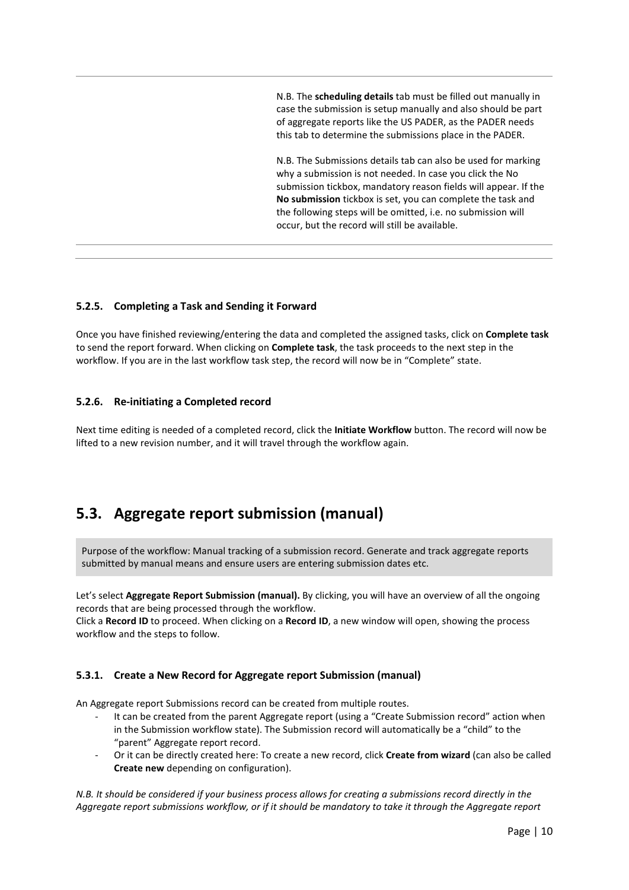N.B. The **scheduling details** tab must be filled out manually in case the submission is setup manually and also should be part of aggregate reports like the US PADER, as the PADER needs this tab to determine the submissions place in the PADER.

N.B. The Submissions details tab can also be used for marking why a submission is not needed. In case you click the No submission tickbox, mandatory reason fields will appear. If the **No submission** tickbox is set, you can complete the task and the following steps will be omitted, i.e. no submission will occur, but the record will still be available.

### 5.2.5. Completing a Task and Sending it Forward

Once you have finished reviewing/entering the data and completed the assigned tasks, click on **Complete task** to send the report forward. When clicking on **Complete task**, the task proceeds to the next step in the workflow. If you are in the last workflow task step, the record will now be in "Complete" state.

### 5.2.6. Re-initiating a Completed record

Next time editing is needed of a completed record, click the **Initiate Workflow** button. The record will now be lifted to a new revision number, and it will travel through the workflow again.

## 5.3. Aggregate report submission (manual)

Purpose of the workflow: Manual tracking of a submission record. Generate and track aggregate reports submitted by manual means and ensure users are entering submission dates etc.

Let's select **Aggregate Report Submission (manual).** By clicking, you will have an overview of all the ongoing records that are being processed through the workflow.
Click a **Record ID** to proceed. When clicking on a **Record ID**, a new window will open, showing the process workflow and the steps to follow.

### 5.3.1. Create a New Record for Aggregate report Submission (manual)

An Aggregate report Submissions record can be created from multiple routes.

- It can be created from the parent Aggregate report (using a "Create Submission record" action when in the Submission workflow state). The Submission record will automatically be a "child" to the "parent" Aggregate report record.
- Or it can be directly created here: To create a new record, click **Create from wizard** (can also be called **Create new** depending on configuration).

*N.B. It should be considered if your business process allows for creating a submissions record directly in the Aggregate report submissions workflow, or if it should be mandatory to take it through the Aggregate report*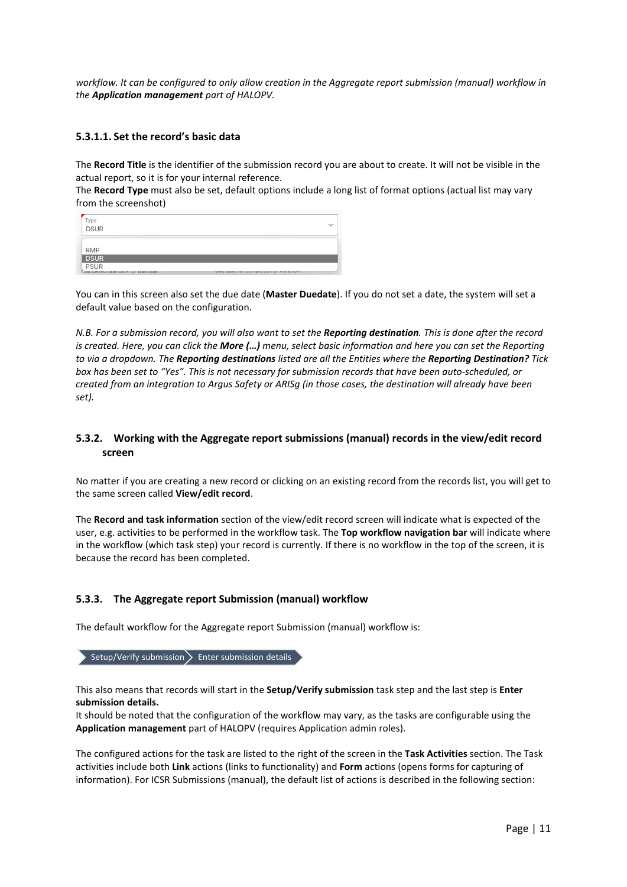*workflow. It can be configured to only allow creation in the Aggregate report submission (manual) workflow in the **Application management** part of HALOPV.*

#### 5.3.1.1. Set the record's basic data

The **Record Title** is the identifier of the submission record you are about to create. It will not be visible in the actual report, so it is for your internal reference.

The **Record Type** must also be set, default options include a long list of format options (actual list may vary from the screenshot)

You can in this screen also set the due date (**Master Duedate**). If you do not set a date, the system will set a default value based on the configuration.

*N.B. For a submission record, you will also want to set the **Reporting destination**. This is done after the record is created. Here, you can click the **More (…)** menu, select basic information and here you can set the Reporting to via a dropdown. The **Reporting destinations** listed are all the Entities where the **Reporting Destination?** Tick box has been set to "Yes". This is not necessary for submission records that have been auto-scheduled, or created from an integration to Argus Safety or ARISg (in those cases, the destination will already have been set).*

### 5.3.2. Working with the Aggregate report submissions (manual) records in the view/edit record screen

No matter if you are creating a new record or clicking on an existing record from the records list, you will get to the same screen called **View/edit record**.

The **Record and task information** section of the view/edit record screen will indicate what is expected of the user, e.g. activities to be performed in the workflow task. The **Top workflow navigation bar** will indicate where in the workflow (which task step) your record is currently. If there is no workflow in the top of the screen, it is because the record has been completed.

### 5.3.3. The Aggregate report Submission (manual) workflow

The default workflow for the Aggregate report Submission (manual) workflow is:

Setup/Verify submission > Enter submission details

This also means that records will start in the **Setup/Verify submission** task step and the last step is **Enter submission details.**

It should be noted that the configuration of the workflow may vary, as the tasks are configurable using the **Application management** part of HALOPV (requires Application admin roles).

The configured actions for the task are listed to the right of the screen in the **Task Activities** section. The Task activities include both **Link** actions (links to functionality) and **Form** actions (opens forms for capturing of information). For ICSR Submissions (manual), the default list of actions is described in the following section: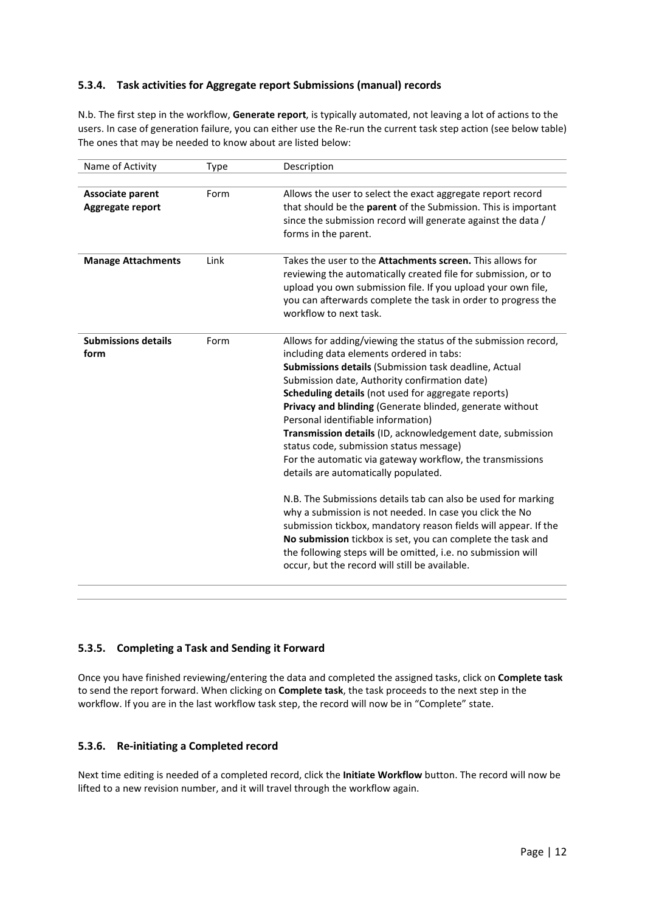### 5.3.4. Task activities for Aggregate report Submissions (manual) records

N.b. The first step in the workflow, **Generate report**, is typically automated, not leaving a lot of actions to the users. In case of generation failure, you can either use the Re-run the current task step action (see below table) The ones that may be needed to know about are listed below:

| Name of Activity | Type | Description |
|---|---|---|
| **Associate parent Aggregate report** | Form | Allows the user to select the exact aggregate report record that should be the **parent** of the Submission. This is important since the submission record will generate against the data / forms in the parent. |
| **Manage Attachments** | Link | Takes the user to the **Attachments screen.** This allows for reviewing the automatically created file for submission, or to upload you own submission file. If you upload your own file, you can afterwards complete the task in order to progress the workflow to next task. |
| **Submissions details form** | Form | Allows for adding/viewing the status of the submission record, including data elements ordered in tabs:<br>**Submissions details** (Submission task deadline, Actual Submission date, Authority confirmation date)<br>**Scheduling details** (not used for aggregate reports)<br>**Privacy and blinding** (Generate blinded, generate without Personal identifiable information)<br>**Transmission details** (ID, acknowledgement date, submission status code, submission status message)<br>For the automatic via gateway workflow, the transmissions details are automatically populated.<br><br>N.B. The Submissions details tab can also be used for marking why a submission is not needed. In case you click the No submission tickbox, mandatory reason fields will appear. If the **No submission** tickbox is set, you can complete the task and the following steps will be omitted, i.e. no submission will occur, but the record will still be available. |

### 5.3.5. Completing a Task and Sending it Forward

Once you have finished reviewing/entering the data and completed the assigned tasks, click on **Complete task** to send the report forward. When clicking on **Complete task**, the task proceeds to the next step in the workflow. If you are in the last workflow task step, the record will now be in "Complete" state.

### 5.3.6. Re-initiating a Completed record

Next time editing is needed of a completed record, click the **Initiate Workflow** button. The record will now be lifted to a new revision number, and it will travel through the workflow again.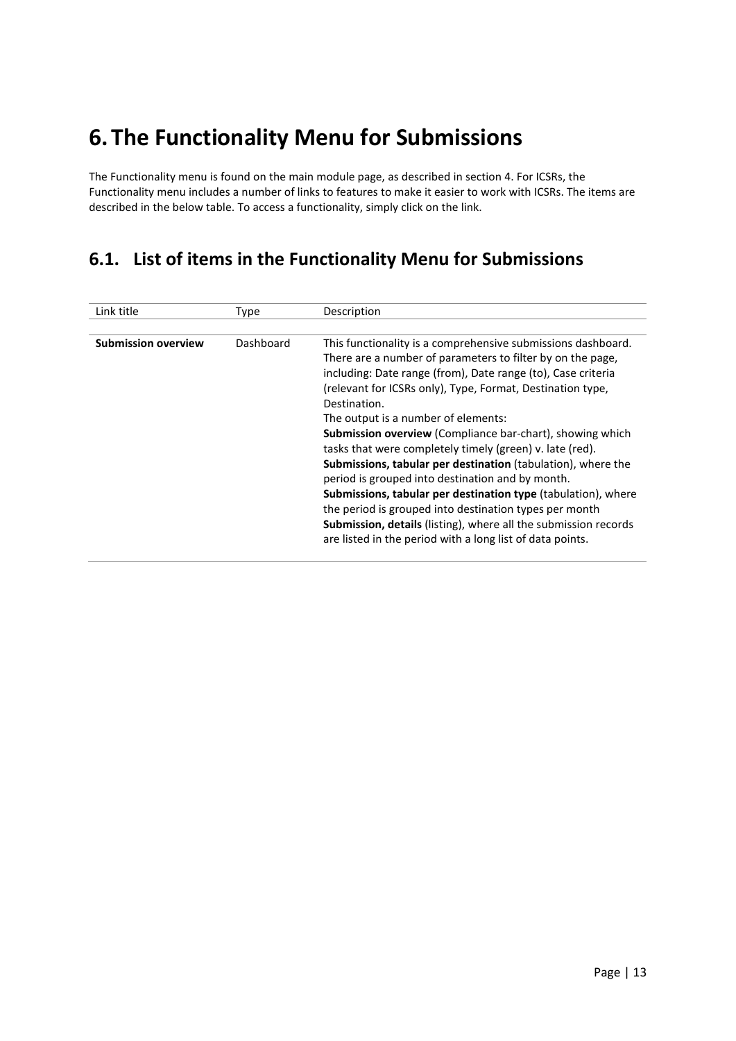# 6. The Functionality Menu for Submissions

The Functionality menu is found on the main module page, as described in section 4. For ICSRs, the Functionality menu includes a number of links to features to make it easier to work with ICSRs. The items are described in the below table. To access a functionality, simply click on the link.

## 6.1. List of items in the Functionality Menu for Submissions

| Link title | Type | Description |
|---|---|---|
| **Submission overview** | Dashboard | This functionality is a comprehensive submissions dashboard. There are a number of parameters to filter by on the page, including: Date range (from), Date range (to), Case criteria (relevant for ICSRs only), Type, Format, Destination type, Destination.<br>The output is a number of elements:<br>**Submission overview** (Compliance bar-chart), showing which tasks that were completely timely (green) v. late (red).<br>**Submissions, tabular per destination** (tabulation), where the period is grouped into destination and by month.<br>**Submissions, tabular per destination type** (tabulation), where the period is grouped into destination types per month<br>**Submission, details** (listing), where all the submission records are listed in the period with a long list of data points. |